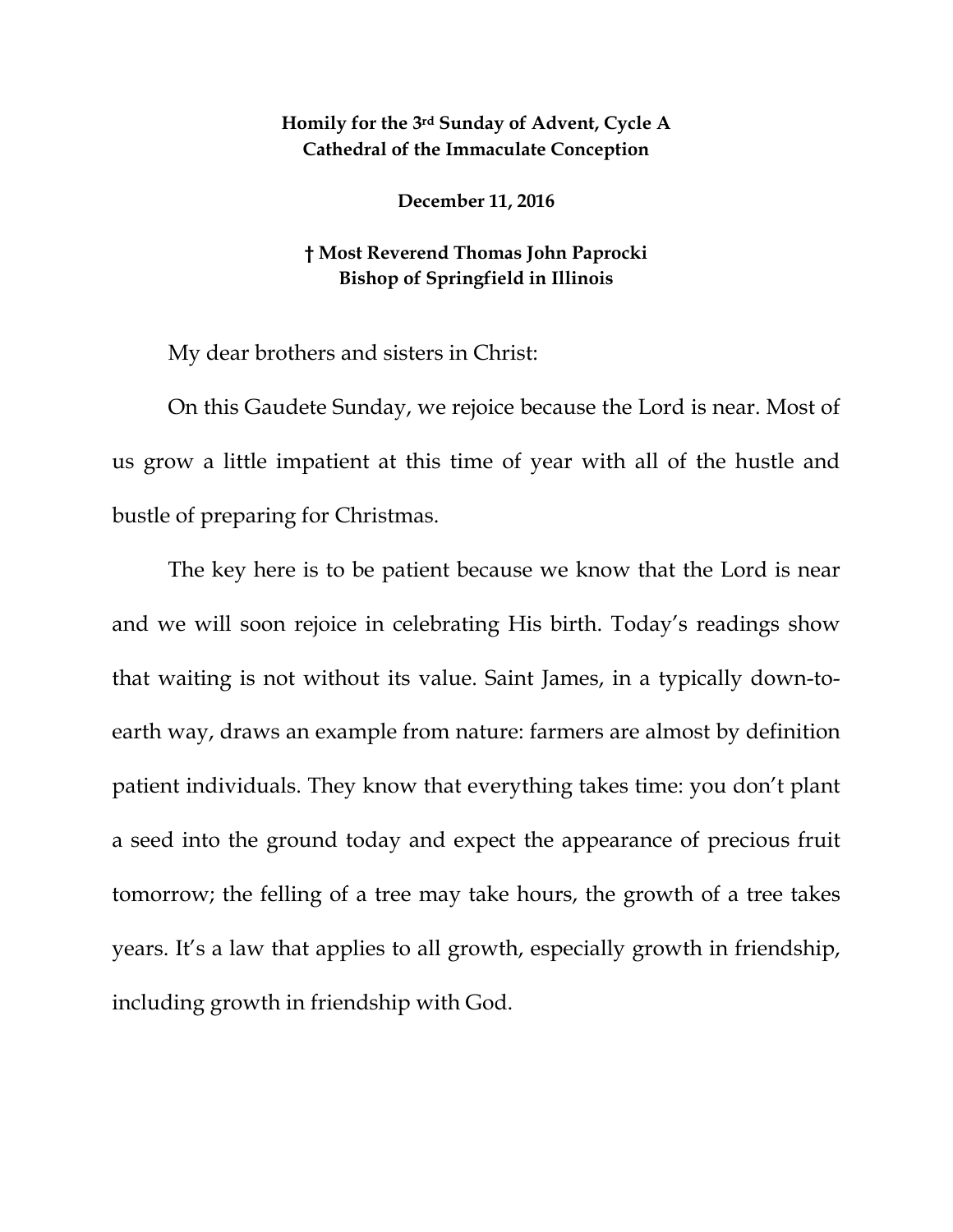**Homily for the 3rd Sunday of Advent, Cycle A**
**Cathedral of the Immaculate Conception**

**December 11, 2016**

**† Most Reverend Thomas John Paprocki**
**Bishop of Springfield in Illinois**

My dear brothers and sisters in Christ:

On this Gaudete Sunday, we rejoice because the Lord is near. Most of us grow a little impatient at this time of year with all of the hustle and bustle of preparing for Christmas.

The key here is to be patient because we know that the Lord is near and we will soon rejoice in celebrating His birth. Today's readings show that waiting is not without its value. Saint James, in a typically down-to-earth way, draws an example from nature: farmers are almost by definition patient individuals. They know that everything takes time: you don't plant a seed into the ground today and expect the appearance of precious fruit tomorrow; the felling of a tree may take hours, the growth of a tree takes years. It's a law that applies to all growth, especially growth in friendship, including growth in friendship with God.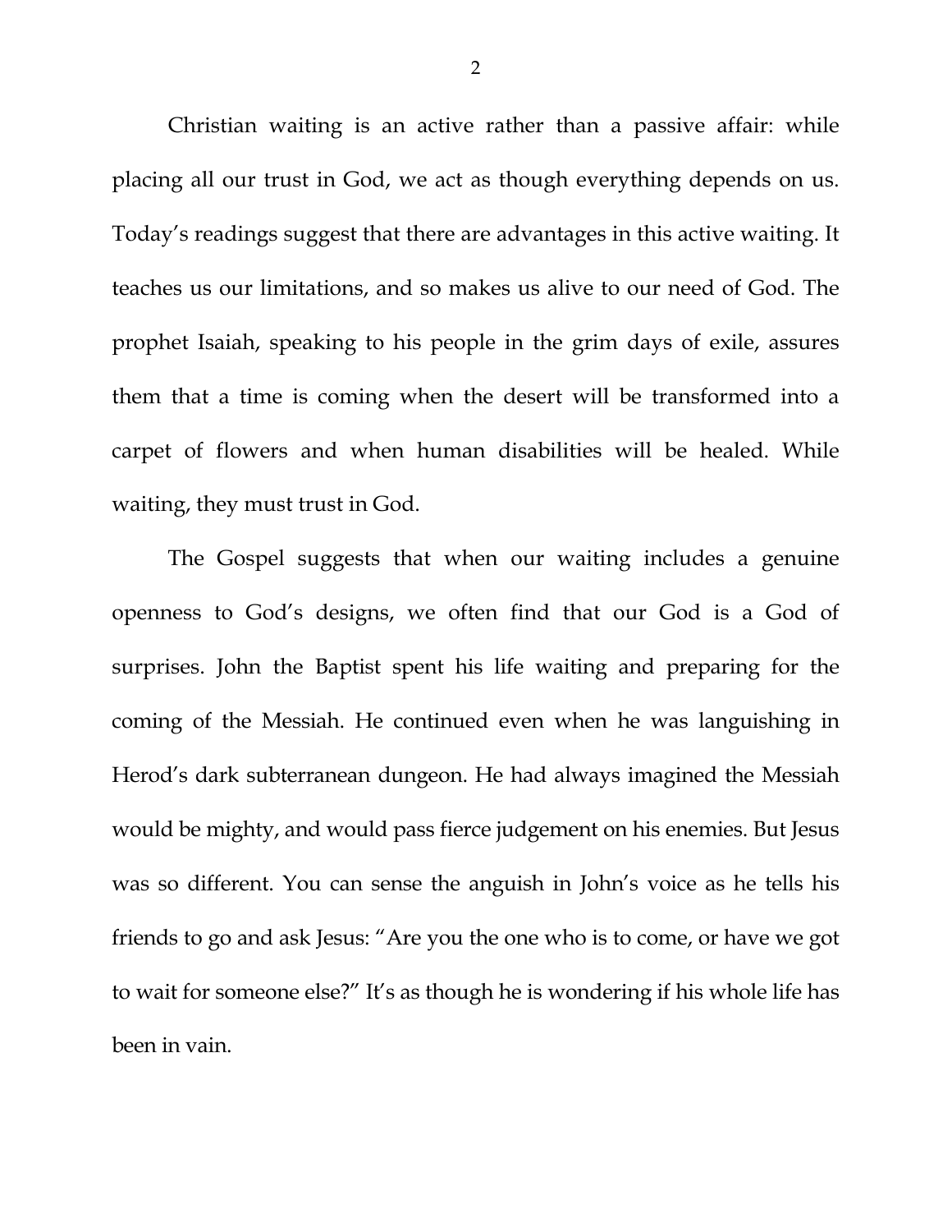Christian waiting is an active rather than a passive affair: while placing all our trust in God, we act as though everything depends on us. Today's readings suggest that there are advantages in this active waiting. It teaches us our limitations, and so makes us alive to our need of God. The prophet Isaiah, speaking to his people in the grim days of exile, assures them that a time is coming when the desert will be transformed into a carpet of flowers and when human disabilities will be healed. While waiting, they must trust in God.

The Gospel suggests that when our waiting includes a genuine openness to God's designs, we often find that our God is a God of surprises. John the Baptist spent his life waiting and preparing for the coming of the Messiah. He continued even when he was languishing in Herod's dark subterranean dungeon. He had always imagined the Messiah would be mighty, and would pass fierce judgement on his enemies. But Jesus was so different. You can sense the anguish in John's voice as he tells his friends to go and ask Jesus: "Are you the one who is to come, or have we got to wait for someone else?" It's as though he is wondering if his whole life has been in vain.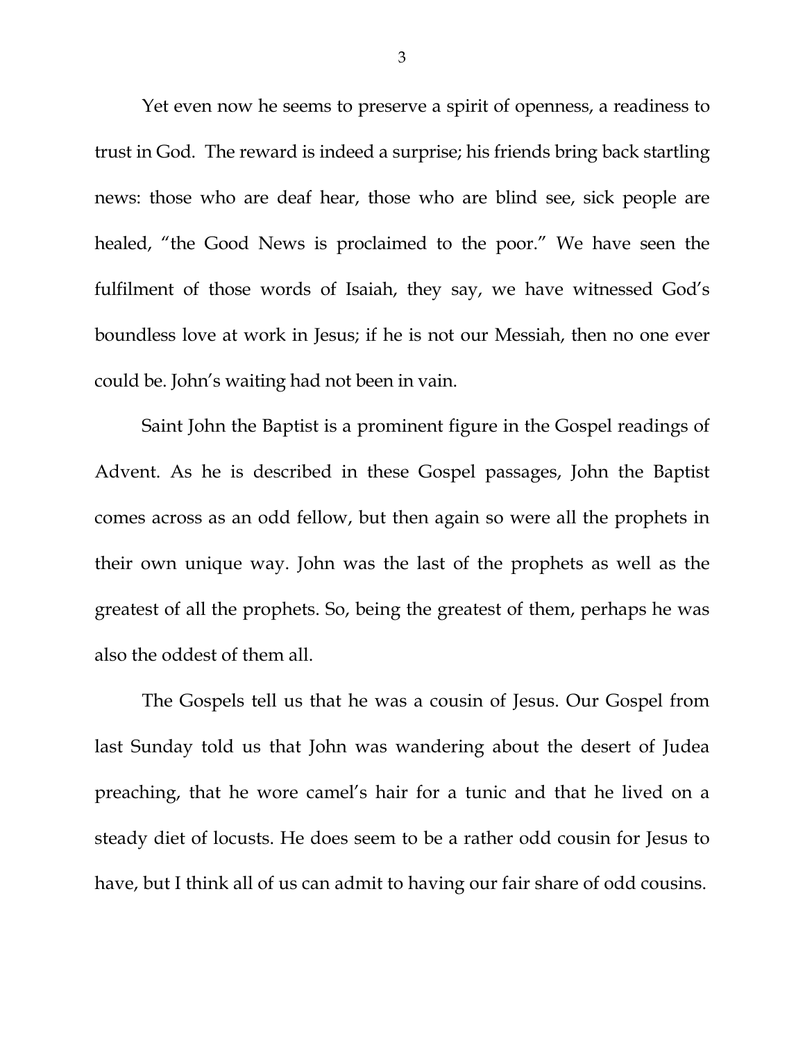Yet even now he seems to preserve a spirit of openness, a readiness to trust in God. The reward is indeed a surprise; his friends bring back startling news: those who are deaf hear, those who are blind see, sick people are healed, "the Good News is proclaimed to the poor." We have seen the fulfilment of those words of Isaiah, they say, we have witnessed God's boundless love at work in Jesus; if he is not our Messiah, then no one ever could be. John's waiting had not been in vain.

Saint John the Baptist is a prominent figure in the Gospel readings of Advent. As he is described in these Gospel passages, John the Baptist comes across as an odd fellow, but then again so were all the prophets in their own unique way. John was the last of the prophets as well as the greatest of all the prophets. So, being the greatest of them, perhaps he was also the oddest of them all.

The Gospels tell us that he was a cousin of Jesus. Our Gospel from last Sunday told us that John was wandering about the desert of Judea preaching, that he wore camel's hair for a tunic and that he lived on a steady diet of locusts. He does seem to be a rather odd cousin for Jesus to have, but I think all of us can admit to having our fair share of odd cousins.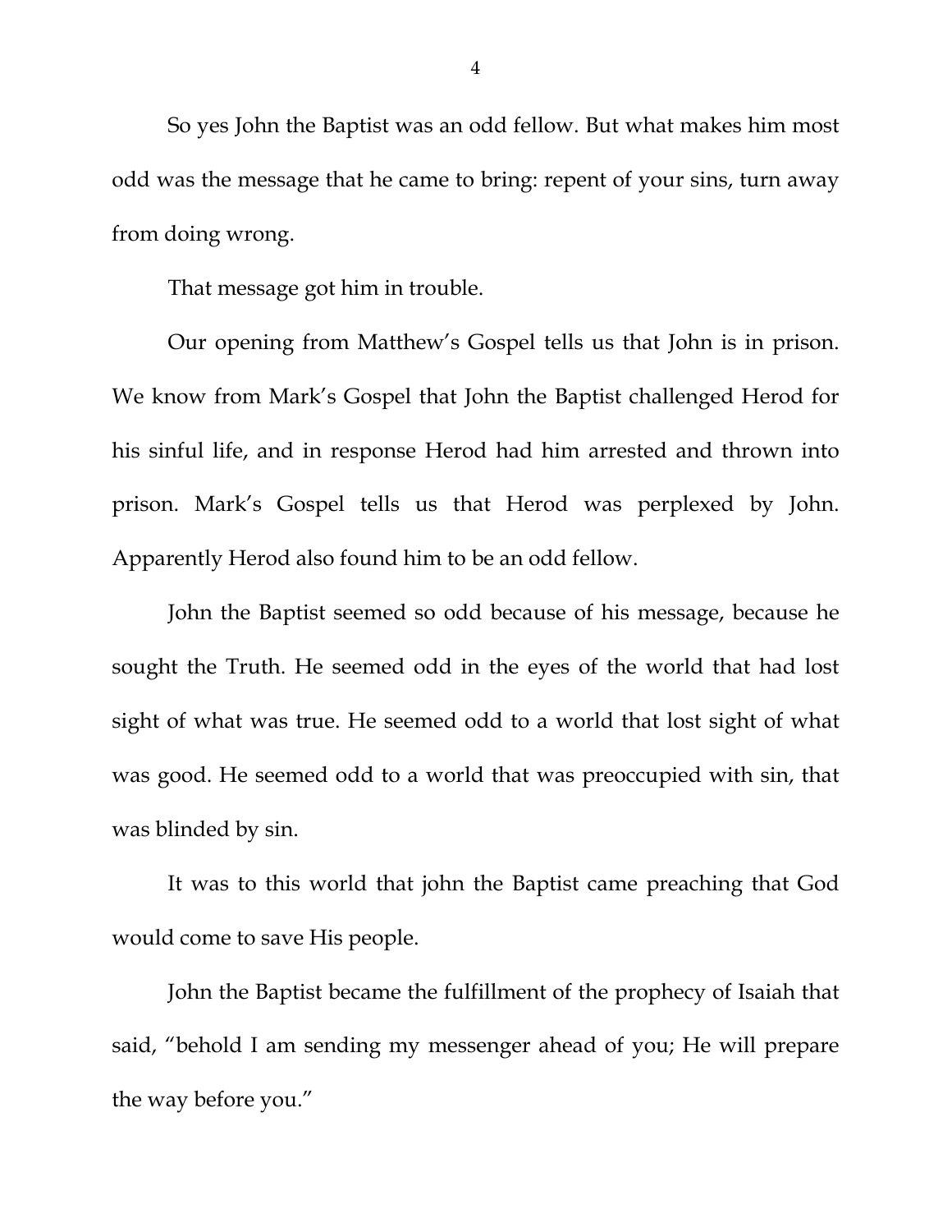So yes John the Baptist was an odd fellow. But what makes him most odd was the message that he came to bring: repent of your sins, turn away from doing wrong.

That message got him in trouble.

Our opening from Matthew's Gospel tells us that John is in prison. We know from Mark's Gospel that John the Baptist challenged Herod for his sinful life, and in response Herod had him arrested and thrown into prison. Mark's Gospel tells us that Herod was perplexed by John. Apparently Herod also found him to be an odd fellow.

John the Baptist seemed so odd because of his message, because he sought the Truth. He seemed odd in the eyes of the world that had lost sight of what was true. He seemed odd to a world that lost sight of what was good. He seemed odd to a world that was preoccupied with sin, that was blinded by sin.

It was to this world that john the Baptist came preaching that God would come to save His people.

John the Baptist became the fulfillment of the prophecy of Isaiah that said, "behold I am sending my messenger ahead of you; He will prepare the way before you."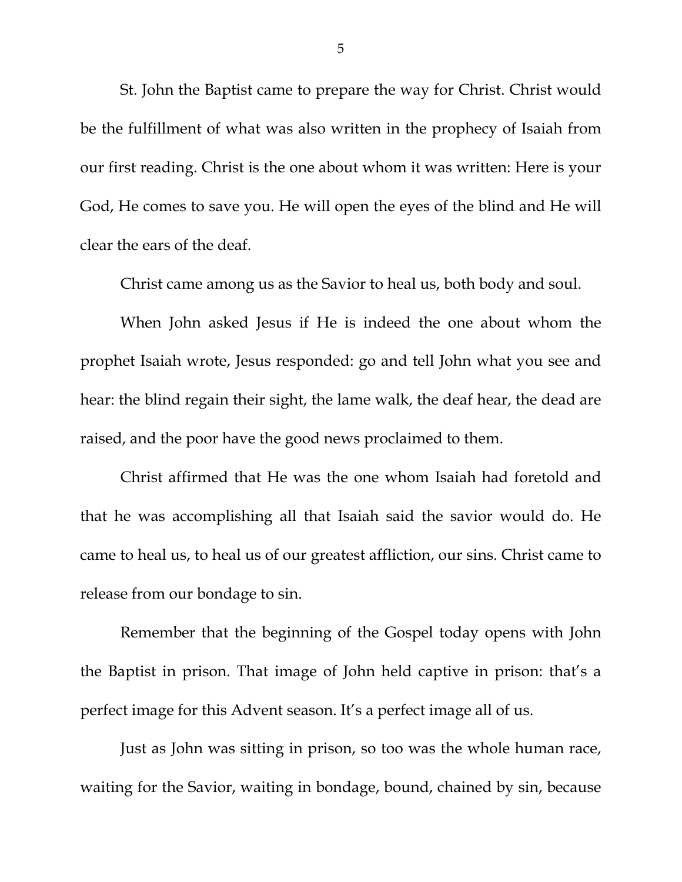St. John the Baptist came to prepare the way for Christ. Christ would be the fulfillment of what was also written in the prophecy of Isaiah from our first reading. Christ is the one about whom it was written: Here is your God, He comes to save you. He will open the eyes of the blind and He will clear the ears of the deaf.

Christ came among us as the Savior to heal us, both body and soul.

When John asked Jesus if He is indeed the one about whom the prophet Isaiah wrote, Jesus responded: go and tell John what you see and hear: the blind regain their sight, the lame walk, the deaf hear, the dead are raised, and the poor have the good news proclaimed to them.

Christ affirmed that He was the one whom Isaiah had foretold and that he was accomplishing all that Isaiah said the savior would do. He came to heal us, to heal us of our greatest affliction, our sins. Christ came to release from our bondage to sin.

Remember that the beginning of the Gospel today opens with John the Baptist in prison. That image of John held captive in prison: that's a perfect image for this Advent season. It's a perfect image all of us.

Just as John was sitting in prison, so too was the whole human race, waiting for the Savior, waiting in bondage, bound, chained by sin, because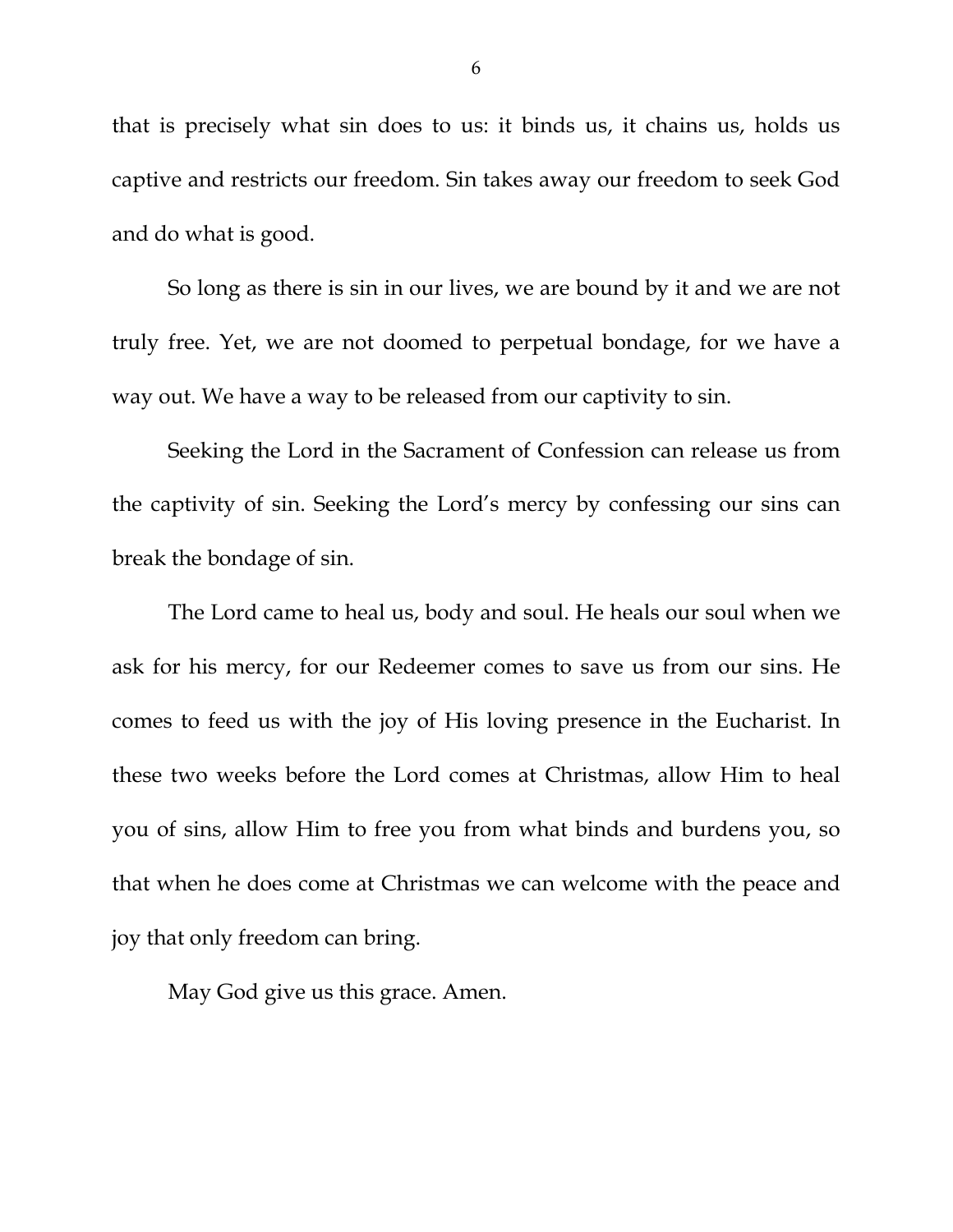that is precisely what sin does to us: it binds us, it chains us, holds us captive and restricts our freedom. Sin takes away our freedom to seek God and do what is good.

So long as there is sin in our lives, we are bound by it and we are not truly free. Yet, we are not doomed to perpetual bondage, for we have a way out. We have a way to be released from our captivity to sin.

Seeking the Lord in the Sacrament of Confession can release us from the captivity of sin. Seeking the Lord's mercy by confessing our sins can break the bondage of sin.

The Lord came to heal us, body and soul. He heals our soul when we ask for his mercy, for our Redeemer comes to save us from our sins. He comes to feed us with the joy of His loving presence in the Eucharist. In these two weeks before the Lord comes at Christmas, allow Him to heal you of sins, allow Him to free you from what binds and burdens you, so that when he does come at Christmas we can welcome with the peace and joy that only freedom can bring.

May God give us this grace. Amen.